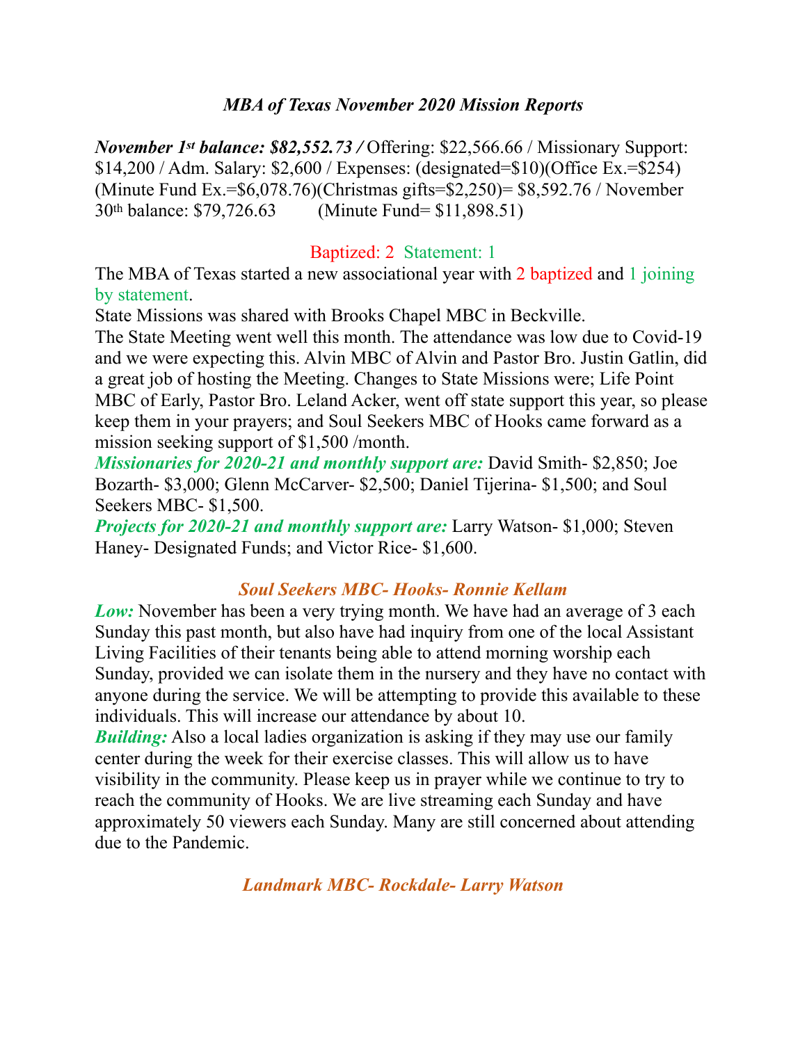### *MBA of Texas November 2020 Mission Reports*

***November 1st balance: $82,552.73 /*** Offering: $22,566.66 / Missionary Support: $14,200 / Adm. Salary: $2,600 / Expenses: (designated=$10)(Office Ex.=$254)(Minute Fund Ex.=$6,078.76)(Christmas gifts=$2,250)= $8,592.76 / November 30th balance: $79,726.63 (Minute Fund= $11,898.51)

Baptized: 2 Statement: 1

The MBA of Texas started a new associational year with 2 baptized and 1 joining by statement.

State Missions was shared with Brooks Chapel MBC in Beckville.

The State Meeting went well this month. The attendance was low due to Covid-19 and we were expecting this. Alvin MBC of Alvin and Pastor Bro. Justin Gatlin, did a great job of hosting the Meeting. Changes to State Missions were; Life Point MBC of Early, Pastor Bro. Leland Acker, went off state support this year, so please keep them in your prayers; and Soul Seekers MBC of Hooks came forward as a mission seeking support of $1,500 /month.

***Missionaries for 2020-21 and monthly support are:*** David Smith- $2,850; Joe Bozarth- $3,000; Glenn McCarver- $2,500; Daniel Tijerina- $1,500; and Soul Seekers MBC- $1,500.

***Projects for 2020-21 and monthly support are:*** Larry Watson- $1,000; Steven Haney- Designated Funds; and Victor Rice- $1,600.

### *Soul Seekers MBC- Hooks- Ronnie Kellam*

***Low:*** November has been a very trying month. We have had an average of 3 each Sunday this past month, but also have had inquiry from one of the local Assistant Living Facilities of their tenants being able to attend morning worship each Sunday, provided we can isolate them in the nursery and they have no contact with anyone during the service. We will be attempting to provide this available to these individuals. This will increase our attendance by about 10.

***Building:*** Also a local ladies organization is asking if they may use our family center during the week for their exercise classes. This will allow us to have visibility in the community. Please keep us in prayer while we continue to try to reach the community of Hooks. We are live streaming each Sunday and have approximately 50 viewers each Sunday. Many are still concerned about attending due to the Pandemic.

### *Landmark MBC- Rockdale- Larry Watson*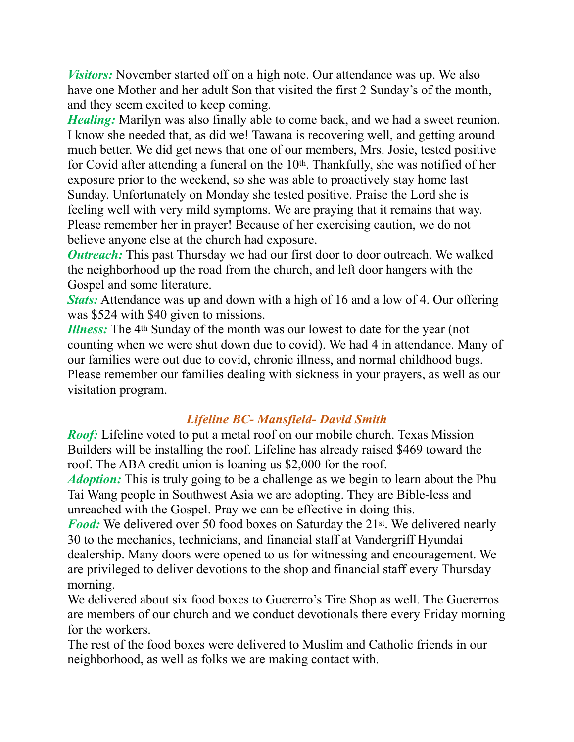***Visitors:*** November started off on a high note. Our attendance was up. We also have one Mother and her adult Son that visited the first 2 Sunday's of the month, and they seem excited to keep coming.

***Healing:*** Marilyn was also finally able to come back, and we had a sweet reunion. I know she needed that, as did we! Tawana is recovering well, and getting around much better. We did get news that one of our members, Mrs. Josie, tested positive for Covid after attending a funeral on the 10th. Thankfully, she was notified of her exposure prior to the weekend, so she was able to proactively stay home last Sunday. Unfortunately on Monday she tested positive. Praise the Lord she is feeling well with very mild symptoms. We are praying that it remains that way. Please remember her in prayer! Because of her exercising caution, we do not believe anyone else at the church had exposure.

***Outreach:*** This past Thursday we had our first door to door outreach. We walked the neighborhood up the road from the church, and left door hangers with the Gospel and some literature.

***Stats:*** Attendance was up and down with a high of 16 and a low of 4. Our offering was $524 with $40 given to missions.

***Illness:*** The 4th Sunday of the month was our lowest to date for the year (not counting when we were shut down due to covid). We had 4 in attendance. Many of our families were out due to covid, chronic illness, and normal childhood bugs. Please remember our families dealing with sickness in your prayers, as well as our visitation program.

## *Lifeline BC- Mansfield- David Smith*

***Roof:*** Lifeline voted to put a metal roof on our mobile church. Texas Mission Builders will be installing the roof. Lifeline has already raised $469 toward the roof. The ABA credit union is loaning us $2,000 for the roof.

***Adoption:*** This is truly going to be a challenge as we begin to learn about the Phu Tai Wang people in Southwest Asia we are adopting. They are Bible-less and unreached with the Gospel. Pray we can be effective in doing this.

***Food:*** We delivered over 50 food boxes on Saturday the 21st. We delivered nearly 30 to the mechanics, technicians, and financial staff at Vandergriff Hyundai dealership. Many doors were opened to us for witnessing and encouragement. We are privileged to deliver devotions to the shop and financial staff every Thursday morning.

We delivered about six food boxes to Guererro's Tire Shop as well. The Guererros are members of our church and we conduct devotionals there every Friday morning for the workers.

The rest of the food boxes were delivered to Muslim and Catholic friends in our neighborhood, as well as folks we are making contact with.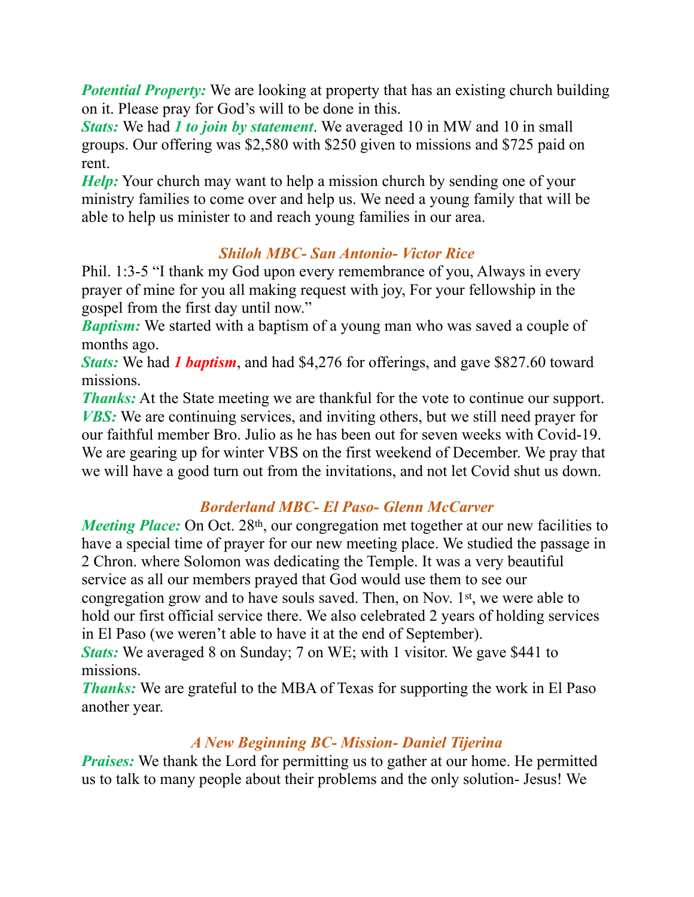***Potential Property:*** We are looking at property that has an existing church building on it. Please pray for God's will to be done in this.
***Stats:*** We had ***1 to join by statement***. We averaged 10 in MW and 10 in small groups. Our offering was $2,580 with $250 given to missions and $725 paid on rent.
***Help:*** Your church may want to help a mission church by sending one of your ministry families to come over and help us. We need a young family that will be able to help us minister to and reach young families in our area.

### *Shiloh MBC- San Antonio- Victor Rice*

Phil. 1:3-5 "I thank my God upon every remembrance of you, Always in every prayer of mine for you all making request with joy, For your fellowship in the gospel from the first day until now."
***Baptism:*** We started with a baptism of a young man who was saved a couple of months ago.
***Stats:*** We had ***1 baptism***, and had $4,276 for offerings, and gave $827.60 toward missions.
***Thanks:*** At the State meeting we are thankful for the vote to continue our support.
***VBS:*** We are continuing services, and inviting others, but we still need prayer for our faithful member Bro. Julio as he has been out for seven weeks with Covid-19. We are gearing up for winter VBS on the first weekend of December. We pray that we will have a good turn out from the invitations, and not let Covid shut us down.

### *Borderland MBC- El Paso- Glenn McCarver*

***Meeting Place:*** On Oct. 28th, our congregation met together at our new facilities to have a special time of prayer for our new meeting place. We studied the passage in 2 Chron. where Solomon was dedicating the Temple. It was a very beautiful service as all our members prayed that God would use them to see our congregation grow and to have souls saved. Then, on Nov. 1st, we were able to hold our first official service there. We also celebrated 2 years of holding services in El Paso (we weren't able to have it at the end of September).
***Stats:*** We averaged 8 on Sunday; 7 on WE; with 1 visitor. We gave $441 to missions.
***Thanks:*** We are grateful to the MBA of Texas for supporting the work in El Paso another year.

### *A New Beginning BC- Mission- Daniel Tijerina*

***Praises:*** We thank the Lord for permitting us to gather at our home. He permitted us to talk to many people about their problems and the only solution- Jesus! We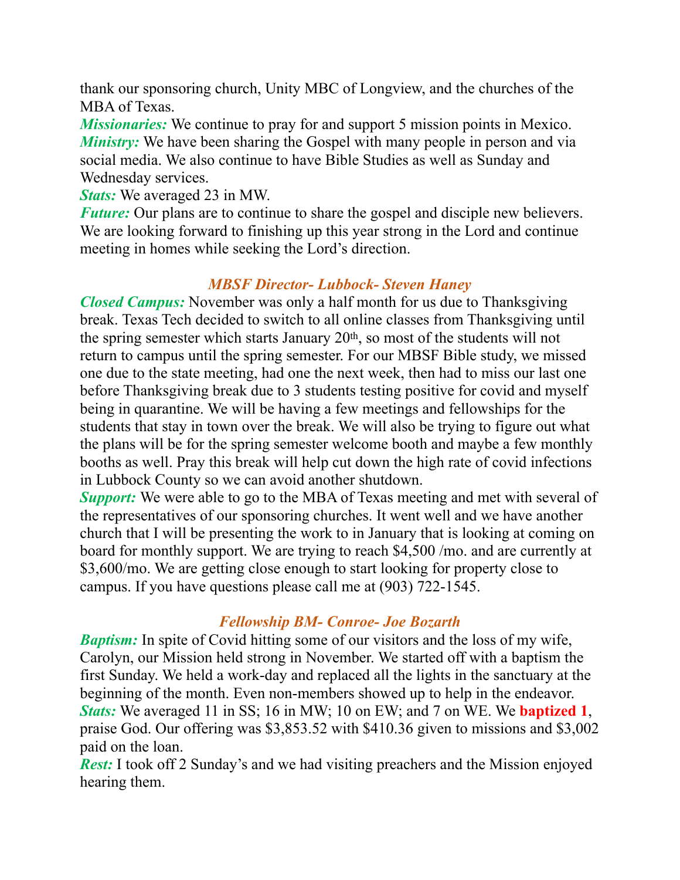thank our sponsoring church, Unity MBC of Longview, and the churches of the MBA of Texas.

***Missionaries:*** We continue to pray for and support 5 mission points in Mexico.

***Ministry:*** We have been sharing the Gospel with many people in person and via social media. We also continue to have Bible Studies as well as Sunday and Wednesday services.

***Stats:*** We averaged 23 in MW.

***Future:*** Our plans are to continue to share the gospel and disciple new believers. We are looking forward to finishing up this year strong in the Lord and continue meeting in homes while seeking the Lord's direction.

### *MBSF Director- Lubbock- Steven Haney*

***Closed Campus:*** November was only a half month for us due to Thanksgiving break. Texas Tech decided to switch to all online classes from Thanksgiving until the spring semester which starts January 20th, so most of the students will not return to campus until the spring semester. For our MBSF Bible study, we missed one due to the state meeting, had one the next week, then had to miss our last one before Thanksgiving break due to 3 students testing positive for covid and myself being in quarantine. We will be having a few meetings and fellowships for the students that stay in town over the break. We will also be trying to figure out what the plans will be for the spring semester welcome booth and maybe a few monthly booths as well. Pray this break will help cut down the high rate of covid infections in Lubbock County so we can avoid another shutdown.

***Support:*** We were able to go to the MBA of Texas meeting and met with several of the representatives of our sponsoring churches. It went well and we have another church that I will be presenting the work to in January that is looking at coming on board for monthly support. We are trying to reach $4,500 /mo. and are currently at $3,600/mo. We are getting close enough to start looking for property close to campus. If you have questions please call me at (903) 722-1545.

### *Fellowship BM- Conroe- Joe Bozarth*

***Baptism:*** In spite of Covid hitting some of our visitors and the loss of my wife, Carolyn, our Mission held strong in November. We started off with a baptism the first Sunday. We held a work-day and replaced all the lights in the sanctuary at the beginning of the month. Even non-members showed up to help in the endeavor.

***Stats:*** We averaged 11 in SS; 16 in MW; 10 on EW; and 7 on WE. We **baptized 1**, praise God. Our offering was $3,853.52 with $410.36 given to missions and $3,002 paid on the loan.

***Rest:*** I took off 2 Sunday's and we had visiting preachers and the Mission enjoyed hearing them.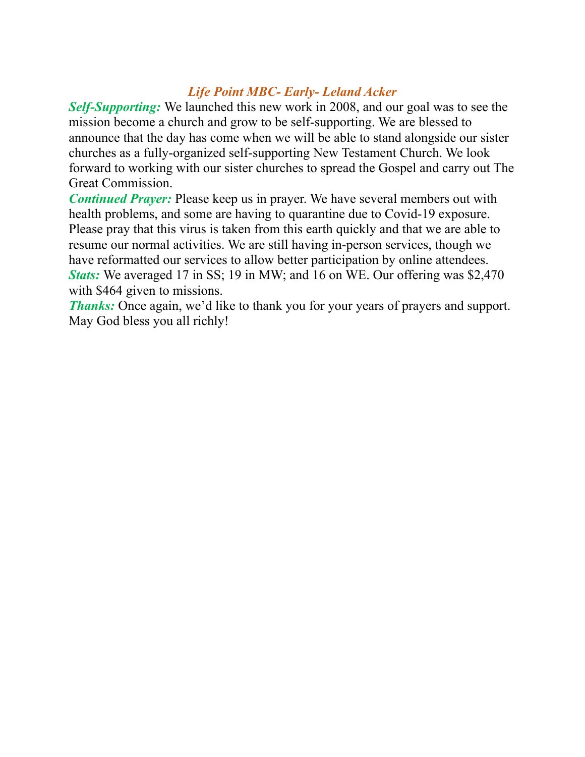### *Life Point MBC- Early- Leland Acker*

***Self-Supporting:*** We launched this new work in 2008, and our goal was to see the mission become a church and grow to be self-supporting. We are blessed to announce that the day has come when we will be able to stand alongside our sister churches as a fully-organized self-supporting New Testament Church. We look forward to working with our sister churches to spread the Gospel and carry out The Great Commission.

***Continued Prayer:*** Please keep us in prayer. We have several members out with health problems, and some are having to quarantine due to Covid-19 exposure. Please pray that this virus is taken from this earth quickly and that we are able to resume our normal activities. We are still having in-person services, though we have reformatted our services to allow better participation by online attendees.

***Stats:*** We averaged 17 in SS; 19 in MW; and 16 on WE. Our offering was $2,470 with $464 given to missions.

***Thanks:*** Once again, we'd like to thank you for your years of prayers and support. May God bless you all richly!